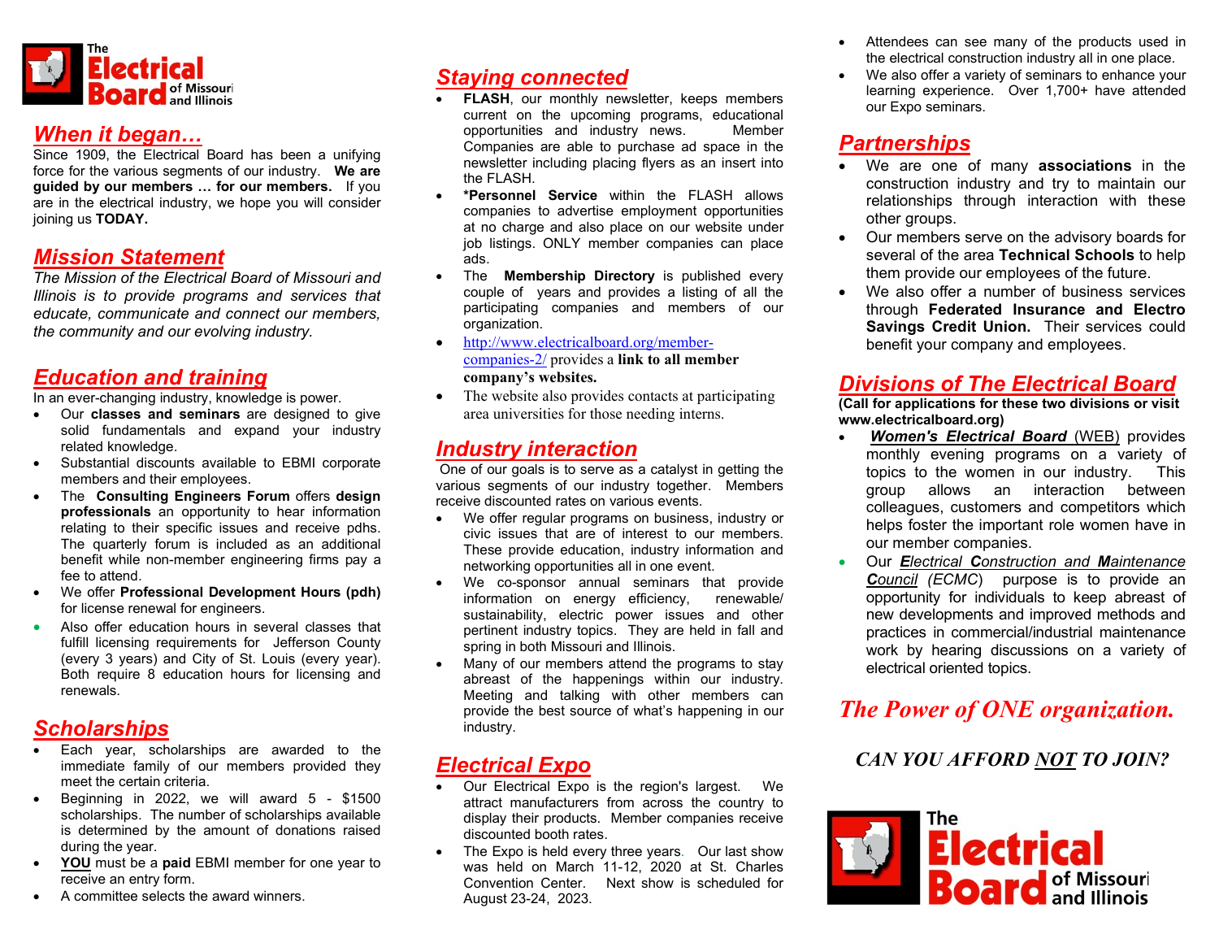The Electrical Board of Missouri and Illinois

## *When it began…*

Since 1909, the Electrical Board has been a unifying force for the various segments of our industry. **We are guided by our members … for our members.** If you are in the electrical industry, we hope you will consider joining us **TODAY.**

## *Mission Statement*

*The Mission of the Electrical Board of Missouri and Illinois is to provide programs and services that educate, communicate and connect our members, the community and our evolving industry.*

## *Education and training*

In an ever-changing industry, knowledge is power.

- Our **classes and seminars** are designed to give solid fundamentals and expand your industry related knowledge.
- Substantial discounts available to EBMI corporate members and their employees.
- The **Consulting Engineers Forum** offers **design professionals** an opportunity to hear information relating to their specific issues and receive pdhs. The quarterly forum is included as an additional benefit while non-member engineering firms pay a fee to attend.
- We offer **Professional Development Hours (pdh)** for license renewal for engineers.
- Also offer education hours in several classes that fulfill licensing requirements for Jefferson County (every 3 years) and City of St. Louis (every year). Both require 8 education hours for licensing and renewals.

## *Scholarships*

- Each year, scholarships are awarded to the immediate family of our members provided they meet the certain criteria.
- Beginning in 2022, we will award 5 - $1500 scholarships. The number of scholarships available is determined by the amount of donations raised during the year.
- **YOU** must be a **paid** EBMI member for one year to receive an entry form.
- A committee selects the award winners.

## *Staying connected*

- **FLASH**, our monthly newsletter, keeps members current on the upcoming programs, educational opportunities and industry news. Member Companies are able to purchase ad space in the newsletter including placing flyers as an insert into the FLASH.
- ***Personnel Service** within the FLASH allows companies to advertise employment opportunities at no charge and also place on our website under job listings. ONLY member companies can place ads.
- The **Membership Directory** is published every couple of years and provides a listing of all the participating companies and members of our organization.
- http://www.electricalboard.org/member-companies-2/ provides a **link to all member company's websites.**
- The website also provides contacts at participating area universities for those needing interns.

## *Industry interaction*

One of our goals is to serve as a catalyst in getting the various segments of our industry together. Members receive discounted rates on various events.

- We offer regular programs on business, industry or civic issues that are of interest to our members. These provide education, industry information and networking opportunities all in one event.
- We co-sponsor annual seminars that provide information on energy efficiency, renewable/ sustainability, electric power issues and other pertinent industry topics. They are held in fall and spring in both Missouri and Illinois.
- Many of our members attend the programs to stay abreast of the happenings within our industry. Meeting and talking with other members can provide the best source of what's happening in our industry.

## *Electrical Expo*

- Our Electrical Expo is the region's largest. We attract manufacturers from across the country to display their products. Member companies receive discounted booth rates.
- The Expo is held every three years. Our last show was held on March 11-12, 2020 at St. Charles Convention Center. Next show is scheduled for August 23-24, 2023.
- Attendees can see many of the products used in the electrical construction industry all in one place.
- We also offer a variety of seminars to enhance your learning experience. Over 1,700+ have attended our Expo seminars.

## *Partnerships*

- We are one of many **associations** in the construction industry and try to maintain our relationships through interaction with these other groups.
- Our members serve on the advisory boards for several of the area **Technical Schools** to help them provide our employees of the future.
- We also offer a number of business services through **Federated Insurance and Electro Savings Credit Union.** Their services could benefit your company and employees.

## *Divisions of The Electrical Board*

**(Call for applications for these two divisions or visit www.electricalboard.org)**

- ***Women's Electrical Board*** (WEB) provides monthly evening programs on a variety of topics to the women in our industry. This group allows an interaction between colleagues, customers and competitors which helps foster the important role women have in our member companies.
- Our *__E__lectrical __C__onstruction and __M__aintenance __C__ouncil (ECMC)* purpose is to provide an opportunity for individuals to keep abreast of new developments and improved methods and practices in commercial/industrial maintenance work by hearing discussions on a variety of electrical oriented topics.

***The Power of ONE organization.***

***CAN YOU AFFORD __NOT__ TO JOIN?***

The Electrical Board of Missouri and Illinois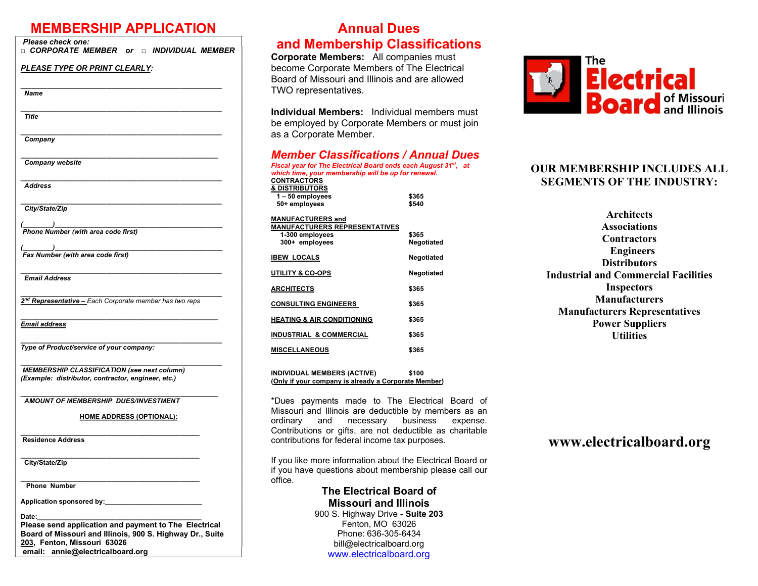# MEMBERSHIP APPLICATION

*Please check one:*
□ ***CORPORATE MEMBER*** *or* □ ***INDIVIDUAL MEMBER***

***PLEASE TYPE OR PRINT CLEARLY:***

______________________________________________
***Name***

______________________________________________
***Title***

______________________________________________
***Company***

______________________________________________
***Company website***

______________________________________________
***Address***

______________________________________________
***City/State/Zip***

(________)____________________________________
***Phone Number (with area code first)***

(________)____________________________________
***Fax Number (with area code first)***

______________________________________________
***Email Address***

______________________________________________
***2nd Representative –*** *Each Corporate member has two reps*

______________________________________________
***Email address***

______________________________________________
***Type of Product/service of your company:***

______________________________________________
***MEMBERSHIP CLASSIFICATION (see next column)***
***(Example: distributor, contractor, engineer, etc.)***

______________________________________________
***AMOUNT OF MEMBERSHIP DUES/INVESTMENT***

**HOME ADDRESS (OPTIONAL):**

______________________________________________
**Residence Address**

______________________________________________
**City/State/Zip**

______________________________________________
**Phone Number**

**Application sponsored by:**__________________________

**Date:**______________________________________________

**Please send application and payment to The Electrical Board of Missouri and Illinois, 900 S. Highway Dr., Suite 203, Fenton, Missouri 63026**
**email: annie@electricalboard.org**

# Annual Dues and Membership Classifications

**Corporate Members:** All companies must become Corporate Members of The Electrical Board of Missouri and Illinois and are allowed TWO representatives.

**Individual Members:** Individual members must be employed by Corporate Members or must join as a Corporate Member.

## *Member Classifications / Annual Dues*

***Fiscal year for The Electrical Board ends each August 31st, at which time, your membership will be up for renewal.***

| | |
|---|---|
| **CONTRACTORS & DISTRIBUTORS** | |
| 1 – 50 employees | $365 |
| 50+ employees | $540 |
| **MANUFACTURERS and MANUFACTURERS REPRESENTATIVES** | |
| 1-300 employees | $365 |
| 300+ employees | Negotiated |
| **IBEW LOCALS** | Negotiated |
| **UTILITY & CO-OPS** | Negotiated |
| **ARCHITECTS** | $365 |
| **CONSULTING ENGINEERS** | $365 |
| **HEATING & AIR CONDITIONING** | $365 |
| **INDUSTRIAL & COMMERCIAL** | $365 |
| **MISCELLANEOUS** | $365 |
| **INDIVIDUAL MEMBERS (ACTIVE)** (Only if your company is already a Corporate Member) | $100 |

*Dues payments made to The Electrical Board of Missouri and Illinois are deductible by members as an ordinary and necessary business expense. Contributions or gifts, are not deductible as charitable contributions for federal income tax purposes.

If you like more information about the Electrical Board or if you have questions about membership please call our office.

**The Electrical Board of Missouri and Illinois**
900 S. Highway Drive - **Suite 203**
Fenton, MO 63026
Phone: 636-305-6434
bill@electricalboard.org
www.electricalboard.org

**The Electrical Board of Missouri and Illinois**

## OUR MEMBERSHIP INCLUDES ALL SEGMENTS OF THE INDUSTRY:

**Architects**
**Associations**
**Contractors**
**Engineers**
**Distributors**
**Industrial and Commercial Facilities**
**Inspectors**
**Manufacturers**
**Manufacturers Representatives**
**Power Suppliers**
**Utilities**

**www.electricalboard.org**